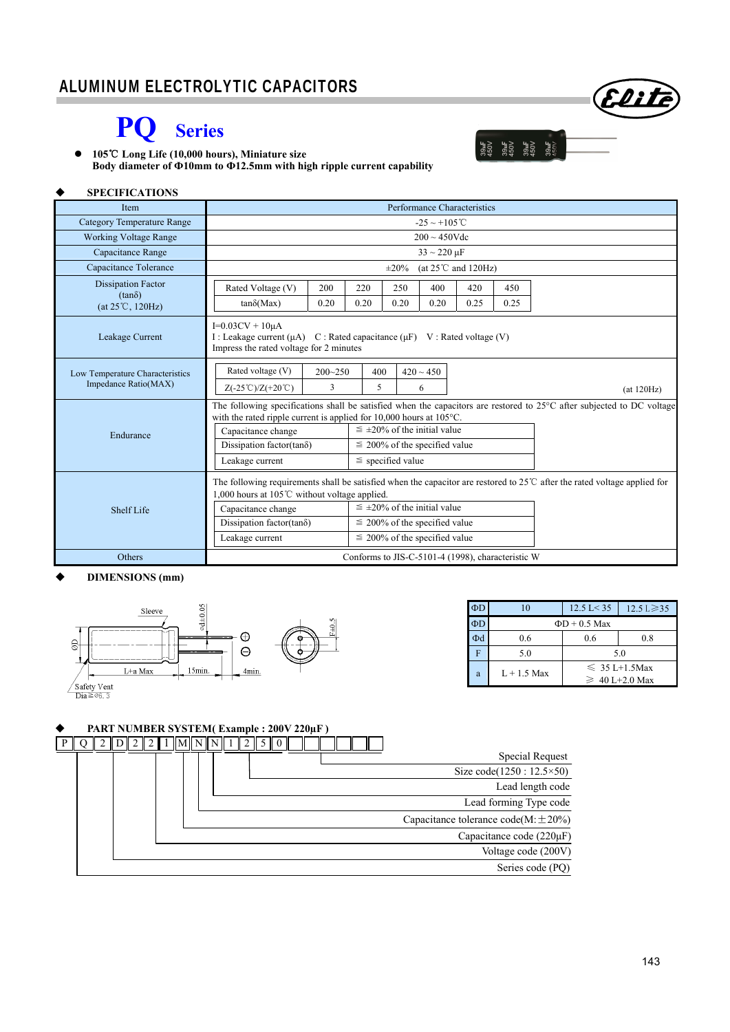# ALUMINUM ELECTROLYTIC CAPACITORS

## PQ Series

- **105℃ Long Life (10,000 hours), Miniature size**
  **Body diameter of Φ10mm to Φ12.5mm with high ripple current capability**

### ◆ SPECIFICATIONS

| Item | Performance Characteristics |
|---|---|
| Category Temperature Range | -25 ~ +105℃ |
| Working Voltage Range | 200 ~ 450Vdc |
| Capacitance Range | 33 ~ 220 μF |
| Capacitance Tolerance | ±20% (at 25℃ and 120Hz) |
| Dissipation Factor (tanδ) (at 25℃, 120Hz) | Rated Voltage (V): 200 / 220 / 250 / 400 / 420 / 450 — tanδ(Max): 0.20 / 0.20 / 0.20 / 0.20 / 0.25 / 0.25 |
| Leakage Current | I=0.03CV + 10μA<br>I : Leakage current (μA) C : Rated capacitance (μF) V : Rated voltage (V)<br>Impress the rated voltage for 2 minutes |
| Low Temperature Characteristics Impedance Ratio(MAX) | Rated voltage (V): 200~250 / 400 / 420 ~ 450 — Z(-25℃)/Z(+20℃): 3 / 5 / 6 (at 120Hz) |
| Endurance | The following specifications shall be satisfied when the capacitors are restored to 25°C after subjected to DC voltage with the rated ripple current is applied for 10,000 hours at 105°C.<br>Capacitance change: ≦ ±20% of the initial value<br>Dissipation factor(tanδ): ≦ 200% of the specified value<br>Leakage current: ≦ specified value |
| Shelf Life | The following requirements shall be satisfied when the capacitor are restored to 25℃ after the rated voltage applied for 1,000 hours at 105℃ without voltage applied.<br>Capacitance change: ≦ ±20% of the initial value<br>Dissipation factor(tanδ): ≦ 200% of the specified value<br>Leakage current: ≦ 200% of the specified value |
| Others | Conforms to JIS-C-5101-4 (1998), characteristic W |

### ◆ DIMENSIONS (mm)

Sleeve, ΦD, L+a Max, 15min., 4min., Φd±0.05, F±0.5, Safety Vent Dia≧Φ6.3

| ΦD | 10 | 12.5 L< 35 | 12.5 L≧35 |
|---|---|---|---|
| ΦD | ΦD + 0.5 Max | | |
| Φd | 0.6 | 0.6 | 0.8 |
| F | 5.0 | 5.0 | |
| a | L + 1.5 Max | ≦ 35 L+1.5Max<br>≧ 40 L+2.0 Max | |

### ◆ PART NUMBER SYSTEM( Example : 200V 220μF )

P Q 2 D 2 2 1 M N N 1 2 5 0 □ □ □ □ □ □

- P Q — Series code (PQ)
- 2 D — Voltage code (200V)
- 2 2 1 — Capacitance code (220μF)
- M — Capacitance tolerance code(M:±20%)
- N — Lead forming Type code
- N — Lead length code
- 1 2 5 0 — Size code(1250 : 12.5×50)
- □ □ □ □ □ □ — Special Request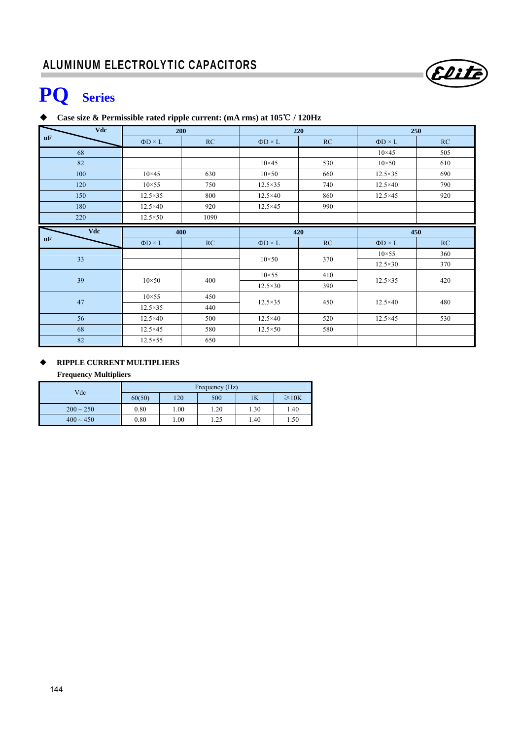## ALUMINUM ELECTROLYTIC CAPACITORS

# PQ Series

◆ **Case size & Permissible rated ripple current: (mA rms) at 105℃ / 120Hz**

| Vdc / uF | 200 | | 220 | | 250 | |
|---|---|---|---|---|---|---|
| | ΦD × L | RC | ΦD × L | RC | ΦD × L | RC |
| 68 | | | | | 10×45 | 505 |
| 82 | | | 10×45 | 530 | 10×50 | 610 |
| 100 | 10×45 | 630 | 10×50 | 660 | 12.5×35 | 690 |
| 120 | 10×55 | 750 | 12.5×35 | 740 | 12.5×40 | 790 |
| 150 | 12.5×35 | 800 | 12.5×40 | 860 | 12.5×45 | 920 |
| 180 | 12.5×40 | 920 | 12.5×45 | 990 | | |
| 220 | 12.5×50 | 1090 | | | | |

| Vdc / uF | 400 | | 420 | | 450 | |
|---|---|---|---|---|---|---|
| | ΦD × L | RC | ΦD × L | RC | ΦD × L | RC |
| 33 | | | 10×50 | 370 | 10×55 | 360 |
| | | | | | 12.5×30 | 370 |
| 39 | 10×50 | 400 | 10×55 | 410 | 12.5×35 | 420 |
| | | | 12.5×30 | 390 | | |
| 47 | 10×55 | 450 | 12.5×35 | 450 | 12.5×40 | 480 |
| | 12.5×35 | 440 | | | | |
| 56 | 12.5×40 | 500 | 12.5×40 | 520 | 12.5×45 | 530 |
| 68 | 12.5×45 | 580 | 12.5×50 | 580 | | |
| 82 | 12.5×55 | 650 | | | | |

◆ **RIPPLE CURRENT MULTIPLIERS**

**Frequency Multipliers**

| Vdc | Frequency (Hz) | | | | |
|---|---|---|---|---|---|
| | 60(50) | 120 | 500 | 1K | ⩾10K |
| 200 ~ 250 | 0.80 | 1.00 | 1.20 | 1.30 | 1.40 |
| 400 ~ 450 | 0.80 | 1.00 | 1.25 | 1.40 | 1.50 |